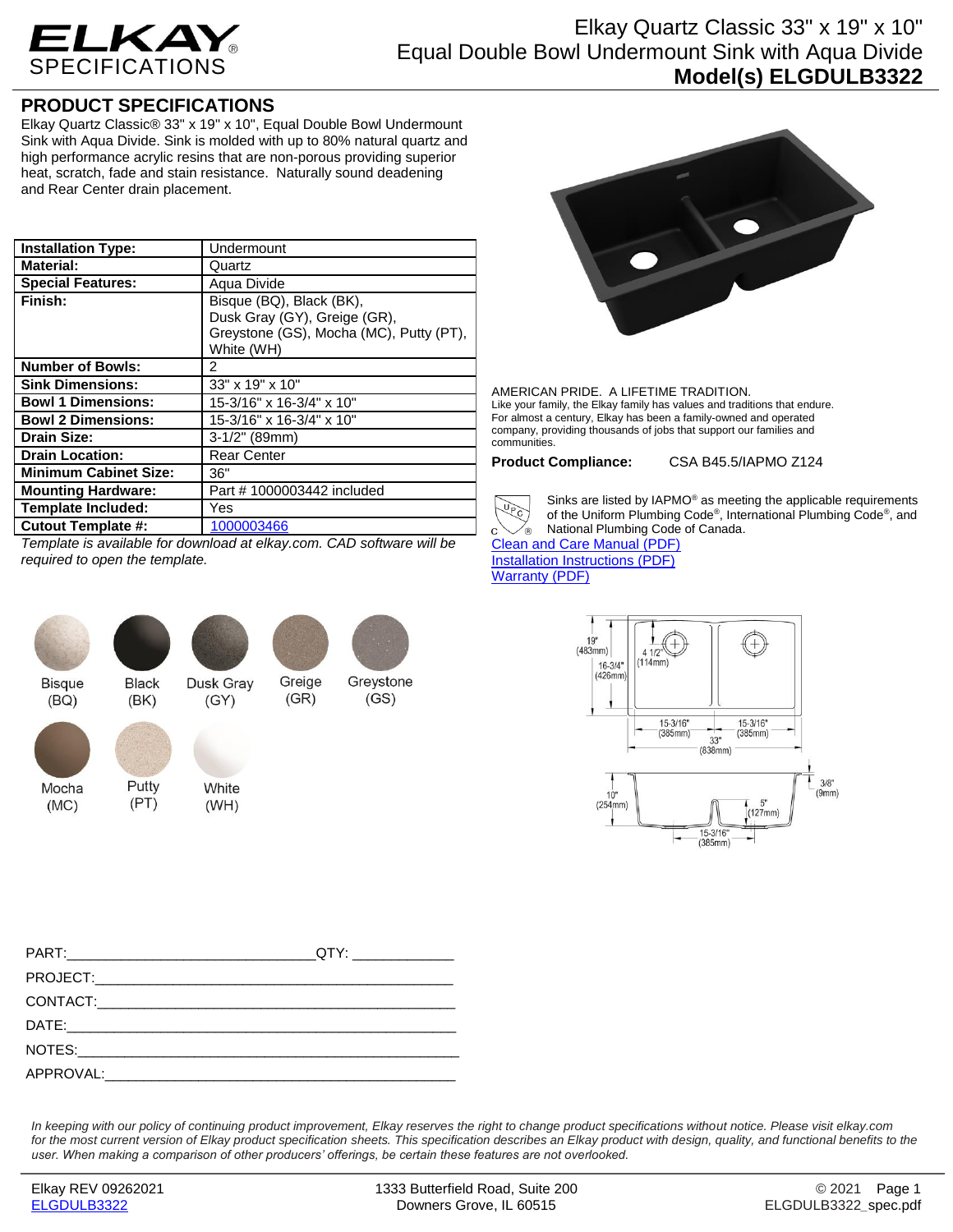# ELKAY SPECIFICATIONS

# Elkay Quartz Classic 33" x 19" x 10" Equal Double Bowl Undermount Sink with Aqua Divide

**Model(s) ELGDULB3322**

## PRODUCT SPECIFICATIONS

Elkay Quartz Classic® 33" x 19" x 10", Equal Double Bowl Undermount Sink with Aqua Divide. Sink is molded with up to 80% natural quartz and high performance acrylic resins that are non-porous providing superior heat, scratch, fade and stain resistance. Naturally sound deadening and Rear Center drain placement.

| | |
|---|---|
| **Installation Type:** | Undermount |
| **Material:** | Quartz |
| **Special Features:** | Aqua Divide |
| **Finish:** | Bisque (BQ), Black (BK), Dusk Gray (GY), Greige (GR), Greystone (GS), Mocha (MC), Putty (PT), White (WH) |
| **Number of Bowls:** | 2 |
| **Sink Dimensions:** | 33" x 19" x 10" |
| **Bowl 1 Dimensions:** | 15-3/16" x 16-3/4" x 10" |
| **Bowl 2 Dimensions:** | 15-3/16" x 16-3/4" x 10" |
| **Drain Size:** | 3-1/2" (89mm) |
| **Drain Location:** | Rear Center |
| **Minimum Cabinet Size:** | 36" |
| **Mounting Hardware:** | Part # 1000003442 included |
| **Template Included:** | Yes |
| **Cutout Template #:** | 1000003466 |

*Template is available for download at elkay.com. CAD software will be required to open the template.*

Bisque (BQ) | Black (BK) | Dusk Gray (GY) | Greige (GR) | Greystone (GS) | Mocha (MC) | Putty (PT) | White (WH)

AMERICAN PRIDE. A LIFETIME TRADITION.
Like your family, the Elkay family has values and traditions that endure. For almost a century, Elkay has been a family-owned and operated company, providing thousands of jobs that support our families and communities.

**Product Compliance:** CSA B45.5/IAPMO Z124

Sinks are listed by IAPMO® as meeting the applicable requirements of the Uniform Plumbing Code®, International Plumbing Code®, and National Plumbing Code of Canada.

Clean and Care Manual (PDF)
Installation Instructions (PDF)
Warranty (PDF)

19" (483mm) | 16-3/4" (426mm) | 4 1/2" (114mm) | 15-3/16" (385mm) | 15-3/16" (385mm) | 33" (838mm) | 10" (254mm) | 5" (127mm) | 3/8" (9mm) | 15-3/16" (385mm)

PART:______________________________QTY: ____________

PROJECT:_______________________________________________

CONTACT:_______________________________________________

DATE:_________________________________________________

NOTES:________________________________________________

APPROVAL:_____________________________________________

*In keeping with our policy of continuing product improvement, Elkay reserves the right to change product specifications without notice. Please visit elkay.com for the most current version of Elkay product specification sheets. This specification describes an Elkay product with design, quality, and functional benefits to the user. When making a comparison of other producers' offerings, be certain these features are not overlooked.*

Elkay REV 09262021
ELGDULB3322

1333 Butterfield Road, Suite 200
Downers Grove, IL 60515

© 2021
ELGDULB3322_spec.pdf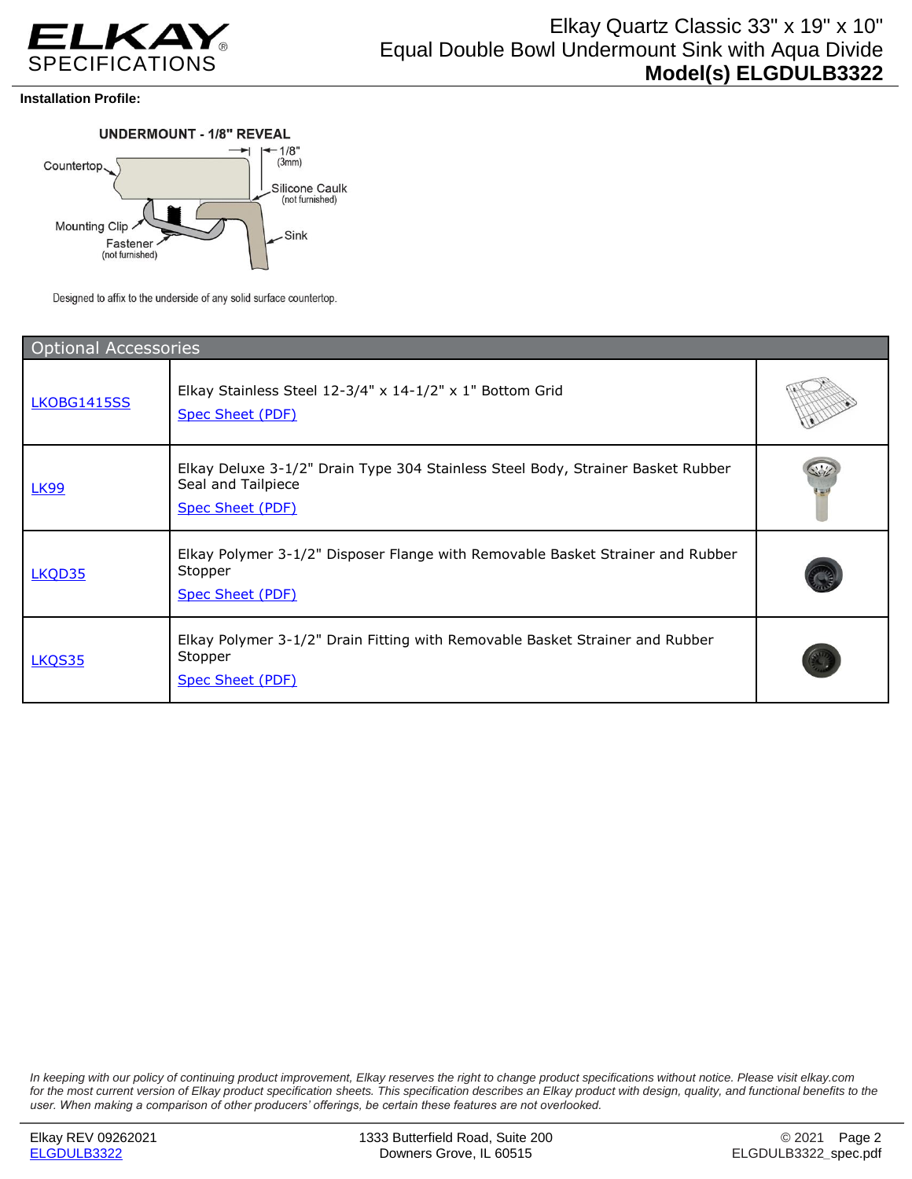**Installation Profile:**

UNDERMOUNT - 1/8" REVEAL

1/8"
(3mm)

Countertop

Silicone Caulk
(not furnished)

Mounting Clip

Fastener
(not furnished)

Sink

Designed to affix to the underside of any solid surface countertop.

| Optional Accessories | | |
|---|---|---|
| LKOBG1415SS | Elkay Stainless Steel 12-3/4" x 14-1/2" x 1" Bottom Grid<br>Spec Sheet (PDF) | |
| LK99 | Elkay Deluxe 3-1/2" Drain Type 304 Stainless Steel Body, Strainer Basket Rubber Seal and Tailpiece<br>Spec Sheet (PDF) | |
| LKQD35 | Elkay Polymer 3-1/2" Disposer Flange with Removable Basket Strainer and Rubber Stopper<br>Spec Sheet (PDF) | |
| LKQS35 | Elkay Polymer 3-1/2" Drain Fitting with Removable Basket Strainer and Rubber Stopper<br>Spec Sheet (PDF) | |

*In keeping with our policy of continuing product improvement, Elkay reserves the right to change product specifications without notice. Please visit elkay.com for the most current version of Elkay product specification sheets. This specification describes an Elkay product with design, quality, and functional benefits to the user. When making a comparison of other producers' offerings, be certain these features are not overlooked.*